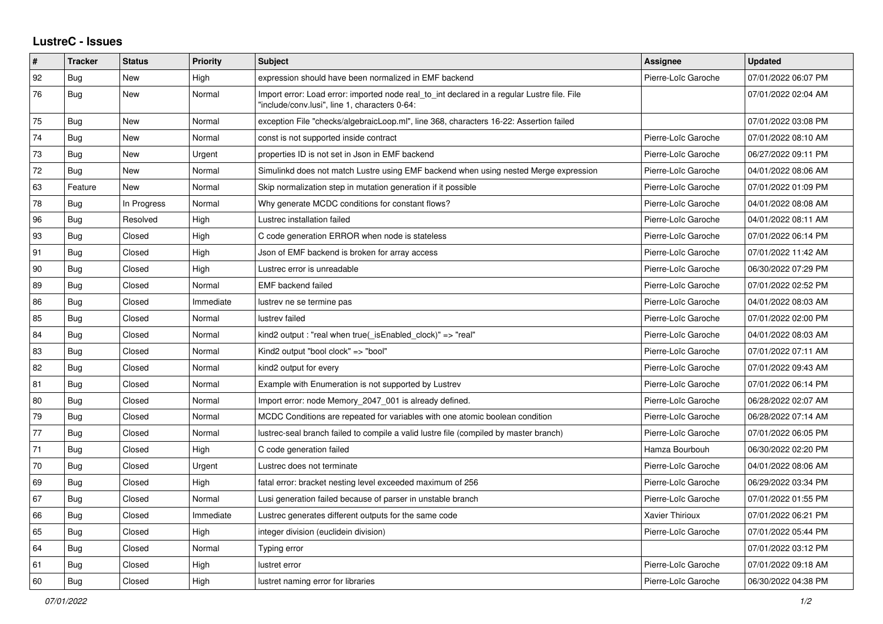# LustreC - Issues

| # | Tracker | Status | Priority | Subject | Assignee | Updated |
|---|---|---|---|---|---|---|
| 92 | Bug | New | High | expression should have been normalized in EMF backend | Pierre-Loïc Garoche | 07/01/2022 06:07 PM |
| 76 | Bug | New | Normal | Import error: Load error: imported node real_to_int declared in a regular Lustre file. File "include/conv.lusi", line 1, characters 0-64: | | 07/01/2022 02:04 AM |
| 75 | Bug | New | Normal | exception File "checks/algebraicLoop.ml", line 368, characters 16-22: Assertion failed | | 07/01/2022 03:08 PM |
| 74 | Bug | New | Normal | const is not supported inside contract | Pierre-Loïc Garoche | 07/01/2022 08:10 AM |
| 73 | Bug | New | Urgent | properties ID is not set in Json in EMF backend | Pierre-Loïc Garoche | 06/27/2022 09:11 PM |
| 72 | Bug | New | Normal | Simulinkd does not match Lustre using EMF backend when using nested Merge expression | Pierre-Loïc Garoche | 04/01/2022 08:06 AM |
| 63 | Feature | New | Normal | Skip normalization step in mutation generation if it possible | Pierre-Loïc Garoche | 07/01/2022 01:09 PM |
| 78 | Bug | In Progress | Normal | Why generate MCDC conditions for constant flows? | Pierre-Loïc Garoche | 04/01/2022 08:08 AM |
| 96 | Bug | Resolved | High | Lustrec installation failed | Pierre-Loïc Garoche | 04/01/2022 08:11 AM |
| 93 | Bug | Closed | High | C code generation ERROR when node is stateless | Pierre-Loïc Garoche | 07/01/2022 06:14 PM |
| 91 | Bug | Closed | High | Json of EMF backend is broken for array access | Pierre-Loïc Garoche | 07/01/2022 11:42 AM |
| 90 | Bug | Closed | High | Lustrec error is unreadable | Pierre-Loïc Garoche | 06/30/2022 07:29 PM |
| 89 | Bug | Closed | Normal | EMF backend failed | Pierre-Loïc Garoche | 07/01/2022 02:52 PM |
| 86 | Bug | Closed | Immediate | lustrev ne se termine pas | Pierre-Loïc Garoche | 04/01/2022 08:03 AM |
| 85 | Bug | Closed | Normal | lustrev failed | Pierre-Loïc Garoche | 07/01/2022 02:00 PM |
| 84 | Bug | Closed | Normal | kind2 output : "real when true(_isEnabled_clock)" => "real" | Pierre-Loïc Garoche | 04/01/2022 08:03 AM |
| 83 | Bug | Closed | Normal | Kind2 output "bool clock" => "bool" | Pierre-Loïc Garoche | 07/01/2022 07:11 AM |
| 82 | Bug | Closed | Normal | kind2 output for every | Pierre-Loïc Garoche | 07/01/2022 09:43 AM |
| 81 | Bug | Closed | Normal | Example with Enumeration is not supported by Lustrev | Pierre-Loïc Garoche | 07/01/2022 06:14 PM |
| 80 | Bug | Closed | Normal | Import error: node Memory_2047_001 is already defined. | Pierre-Loïc Garoche | 06/28/2022 02:07 AM |
| 79 | Bug | Closed | Normal | MCDC Conditions are repeated for variables with one atomic boolean condition | Pierre-Loïc Garoche | 06/28/2022 07:14 AM |
| 77 | Bug | Closed | Normal | lustrec-seal branch failed to compile a valid lustre file (compiled by master branch) | Pierre-Loïc Garoche | 07/01/2022 06:05 PM |
| 71 | Bug | Closed | High | C code generation failed | Hamza Bourbouh | 06/30/2022 02:20 PM |
| 70 | Bug | Closed | Urgent | Lustrec does not terminate | Pierre-Loïc Garoche | 04/01/2022 08:06 AM |
| 69 | Bug | Closed | High | fatal error: bracket nesting level exceeded maximum of 256 | Pierre-Loïc Garoche | 06/29/2022 03:34 PM |
| 67 | Bug | Closed | Normal | Lusi generation failed because of parser in unstable branch | Pierre-Loïc Garoche | 07/01/2022 01:55 PM |
| 66 | Bug | Closed | Immediate | Lustrec generates different outputs for the same code | Xavier Thirioux | 07/01/2022 06:21 PM |
| 65 | Bug | Closed | High | integer division (euclidein division) | Pierre-Loïc Garoche | 07/01/2022 05:44 PM |
| 64 | Bug | Closed | Normal | Typing error | | 07/01/2022 03:12 PM |
| 61 | Bug | Closed | High | lustret error | Pierre-Loïc Garoche | 07/01/2022 09:18 AM |
| 60 | Bug | Closed | High | lustret naming error for libraries | Pierre-Loïc Garoche | 06/30/2022 04:38 PM |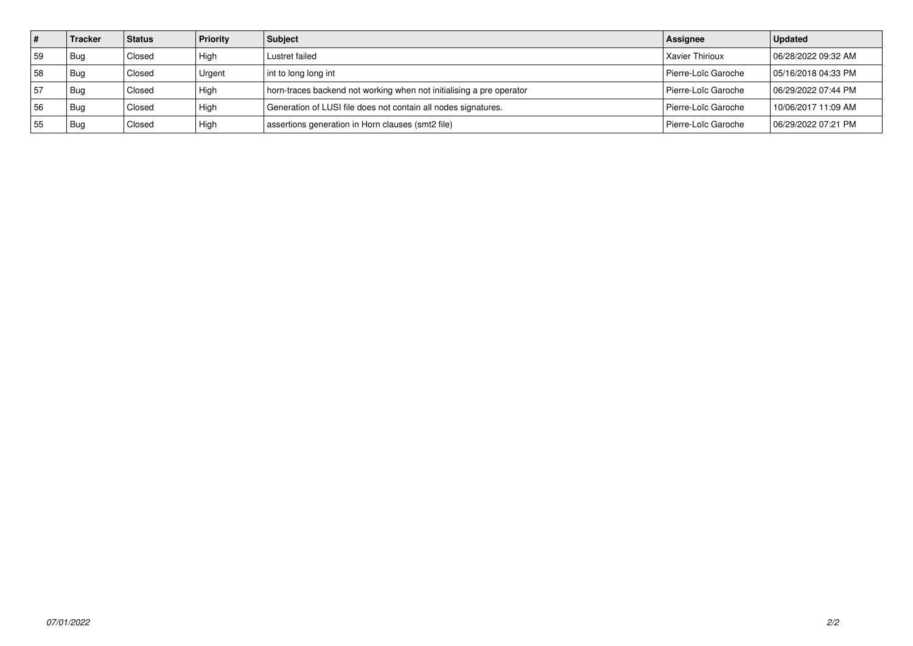| # | Tracker | Status | Priority | Subject | Assignee | Updated |
| --- | --- | --- | --- | --- | --- | --- |
| 59 | Bug | Closed | High | Lustret failed | Xavier Thirioux | 06/28/2022 09:32 AM |
| 58 | Bug | Closed | Urgent | int to long long int | Pierre-Loïc Garoche | 05/16/2018 04:33 PM |
| 57 | Bug | Closed | High | horn-traces backend not working when not initialising a pre operator | Pierre-Loïc Garoche | 06/29/2022 07:44 PM |
| 56 | Bug | Closed | High | Generation of LUSI file does not contain all nodes signatures. | Pierre-Loïc Garoche | 10/06/2017 11:09 AM |
| 55 | Bug | Closed | High | assertions generation in Horn clauses (smt2 file) | Pierre-Loïc Garoche | 06/29/2022 07:21 PM |